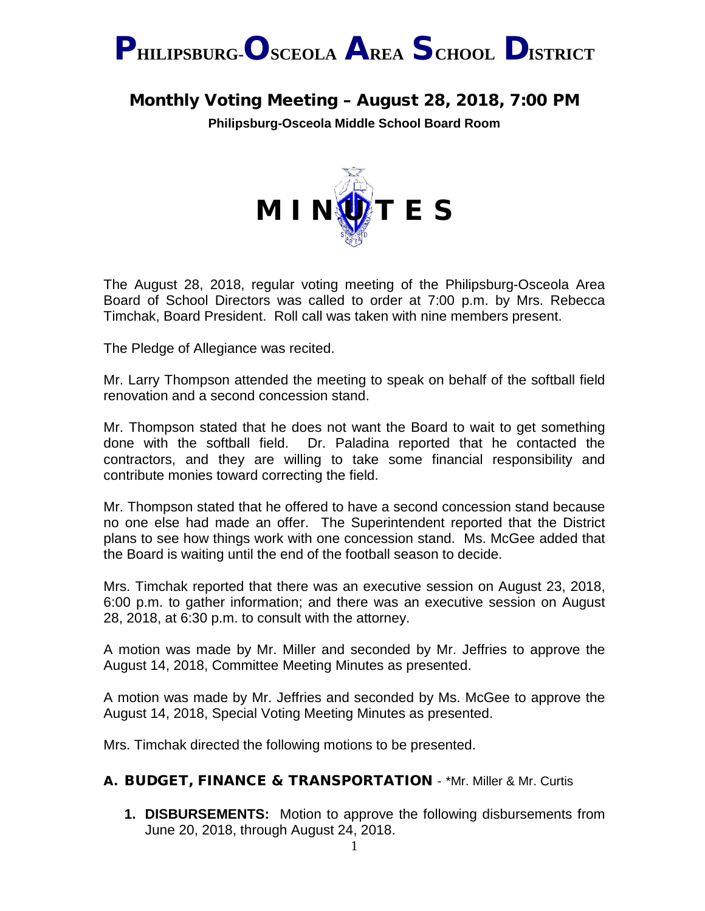# PHILIPSBURG-OSCEOLA AREA SCHOOL DISTRICT

## Monthly Voting Meeting – August 28, 2018, 7:00 PM

**Philipsburg-Osceola Middle School Board Room**

# MINUTES

The August 28, 2018, regular voting meeting of the Philipsburg-Osceola Area Board of School Directors was called to order at 7:00 p.m. by Mrs. Rebecca Timchak, Board President. Roll call was taken with nine members present.

The Pledge of Allegiance was recited.

Mr. Larry Thompson attended the meeting to speak on behalf of the softball field renovation and a second concession stand.

Mr. Thompson stated that he does not want the Board to wait to get something done with the softball field. Dr. Paladina reported that he contacted the contractors, and they are willing to take some financial responsibility and contribute monies toward correcting the field.

Mr. Thompson stated that he offered to have a second concession stand because no one else had made an offer. The Superintendent reported that the District plans to see how things work with one concession stand. Ms. McGee added that the Board is waiting until the end of the football season to decide.

Mrs. Timchak reported that there was an executive session on August 23, 2018, 6:00 p.m. to gather information; and there was an executive session on August 28, 2018, at 6:30 p.m. to consult with the attorney.

A motion was made by Mr. Miller and seconded by Mr. Jeffries to approve the August 14, 2018, Committee Meeting Minutes as presented.

A motion was made by Mr. Jeffries and seconded by Ms. McGee to approve the August 14, 2018, Special Voting Meeting Minutes as presented.

Mrs. Timchak directed the following motions to be presented.

## A. BUDGET, FINANCE & TRANSPORTATION - *Mr. Miller & Mr. Curtis

1. **DISBURSEMENTS:** Motion to approve the following disbursements from June 20, 2018, through August 24, 2018.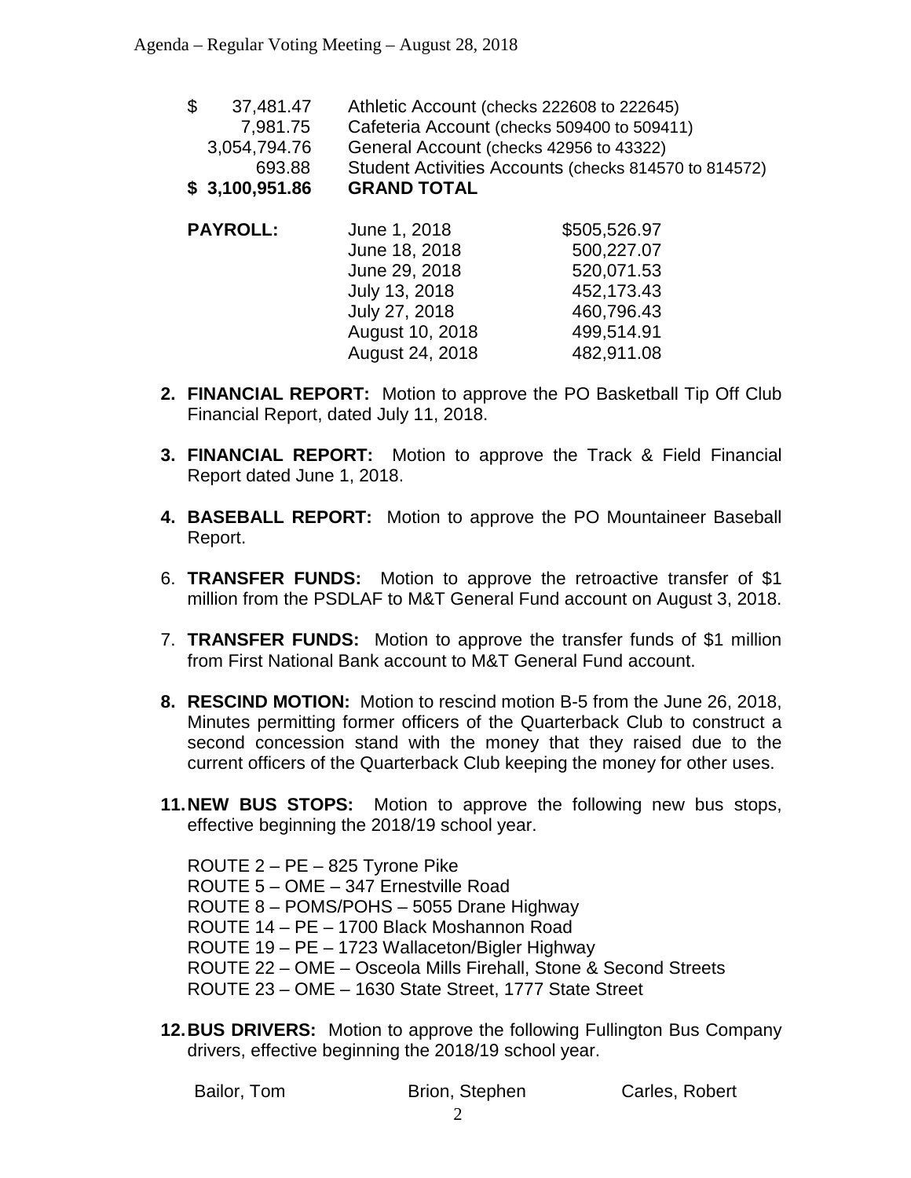| | |
|---|---|
| $ 37,481.47 | Athletic Account (checks 222608 to 222645) |
| 7,981.75 | Cafeteria Account (checks 509400 to 509411) |
| 3,054,794.76 | General Account (checks 42956 to 43322) |
| 693.88 | Student Activities Accounts (checks 814570 to 814572) |
| **$ 3,100,951.86** | **GRAND TOTAL** |

| | | |
|---|---|---|
| **PAYROLL:** | June 1, 2018 | $505,526.97 |
| | June 18, 2018 | 500,227.07 |
| | June 29, 2018 | 520,071.53 |
| | July 13, 2018 | 452,173.43 |
| | July 27, 2018 | 460,796.43 |
| | August 10, 2018 | 499,514.91 |
| | August 24, 2018 | 482,911.08 |

**2. FINANCIAL REPORT:** Motion to approve the PO Basketball Tip Off Club Financial Report, dated July 11, 2018.

**3. FINANCIAL REPORT:** Motion to approve the Track & Field Financial Report dated June 1, 2018.

**4. BASEBALL REPORT:** Motion to approve the PO Mountaineer Baseball Report.

6. **TRANSFER FUNDS:** Motion to approve the retroactive transfer of $1 million from the PSDLAF to M&T General Fund account on August 3, 2018.

7. **TRANSFER FUNDS:** Motion to approve the transfer funds of $1 million from First National Bank account to M&T General Fund account.

**8. RESCIND MOTION:** Motion to rescind motion B-5 from the June 26, 2018, Minutes permitting former officers of the Quarterback Club to construct a second concession stand with the money that they raised due to the current officers of the Quarterback Club keeping the money for other uses.

**11. NEW BUS STOPS:** Motion to approve the following new bus stops, effective beginning the 2018/19 school year.

ROUTE 2 – PE – 825 Tyrone Pike
ROUTE 5 – OME – 347 Ernestville Road
ROUTE 8 – POMS/POHS – 5055 Drane Highway
ROUTE 14 – PE – 1700 Black Moshannon Road
ROUTE 19 – PE – 1723 Wallaceton/Bigler Highway
ROUTE 22 – OME – Osceola Mills Firehall, Stone & Second Streets
ROUTE 23 – OME – 1630 State Street, 1777 State Street

**12. BUS DRIVERS:** Motion to approve the following Fullington Bus Company drivers, effective beginning the 2018/19 school year.

| | | |
|---|---|---|
| Bailor, Tom | Brion, Stephen | Carles, Robert |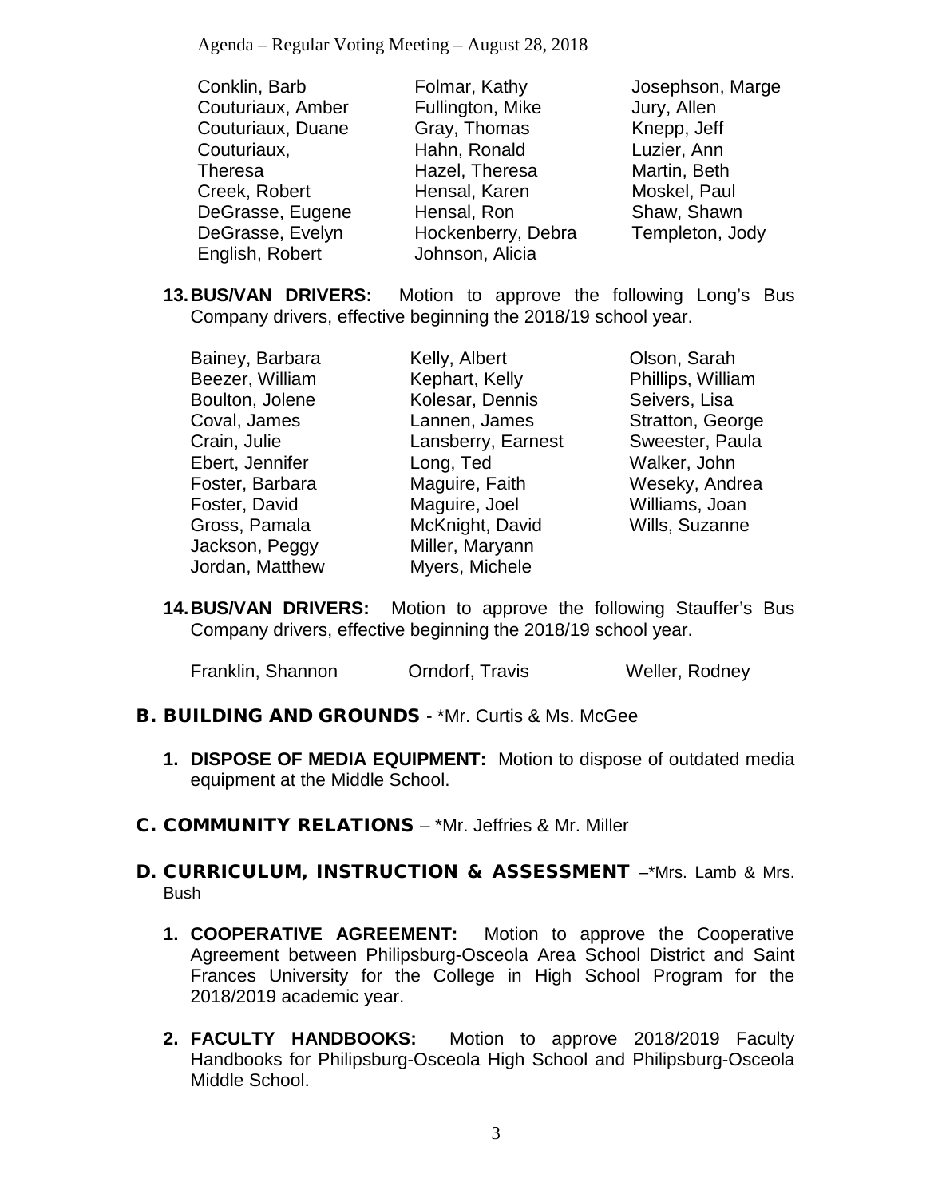Conklin, Barb
Couturiaux, Amber
Couturiaux, Duane
Couturiaux, Theresa
Creek, Robert
DeGrasse, Eugene
DeGrasse, Evelyn
English, Robert
Folmar, Kathy
Fullington, Mike
Gray, Thomas
Hahn, Ronald
Hazel, Theresa
Hensal, Karen
Hensal, Ron
Hockenberry, Debra
Johnson, Alicia
Josephson, Marge
Jury, Allen
Knepp, Jeff
Luzier, Ann
Martin, Beth
Moskel, Paul
Shaw, Shawn
Templeton, Jody

**13. BUS/VAN DRIVERS:** Motion to approve the following Long's Bus Company drivers, effective beginning the 2018/19 school year.

Bainey, Barbara
Beezer, William
Boulton, Jolene
Coval, James
Crain, Julie
Ebert, Jennifer
Foster, Barbara
Foster, David
Gross, Pamala
Jackson, Peggy
Jordan, Matthew
Kelly, Albert
Kephart, Kelly
Kolesar, Dennis
Lannen, James
Lansberry, Earnest
Long, Ted
Maguire, Faith
Maguire, Joel
McKnight, David
Miller, Maryann
Myers, Michele
Olson, Sarah
Phillips, William
Seivers, Lisa
Stratton, George
Sweester, Paula
Walker, John
Weseky, Andrea
Williams, Joan
Wills, Suzanne

**14. BUS/VAN DRIVERS:** Motion to approve the following Stauffer's Bus Company drivers, effective beginning the 2018/19 school year.

Franklin, Shannon
Orndorf, Travis
Weller, Rodney

## B. BUILDING AND GROUNDS - *Mr. Curtis & Ms. McGee

1. **DISPOSE OF MEDIA EQUIPMENT:** Motion to dispose of outdated media equipment at the Middle School.

## C. COMMUNITY RELATIONS – *Mr. Jeffries & Mr. Miller

## D. CURRICULUM, INSTRUCTION & ASSESSMENT –*Mrs. Lamb & Mrs. Bush

1. **COOPERATIVE AGREEMENT:** Motion to approve the Cooperative Agreement between Philipsburg-Osceola Area School District and Saint Frances University for the College in High School Program for the 2018/2019 academic year.

2. **FACULTY HANDBOOKS:** Motion to approve 2018/2019 Faculty Handbooks for Philipsburg-Osceola High School and Philipsburg-Osceola Middle School.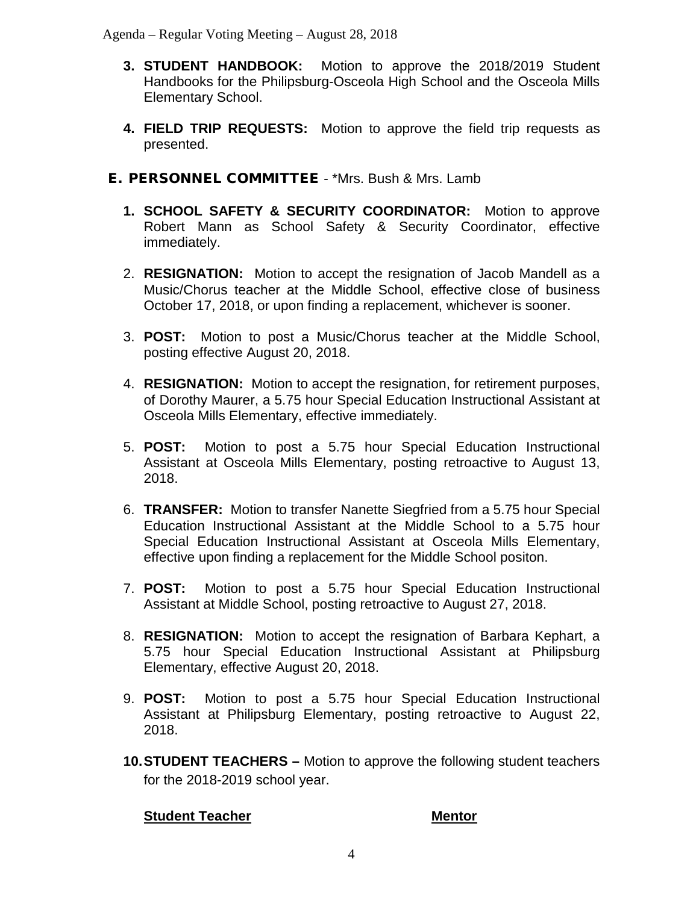3. **STUDENT HANDBOOK:** Motion to approve the 2018/2019 Student Handbooks for the Philipsburg-Osceola High School and the Osceola Mills Elementary School.

4. **FIELD TRIP REQUESTS:** Motion to approve the field trip requests as presented.

## E. PERSONNEL COMMITTEE - *Mrs. Bush & Mrs. Lamb

1. **SCHOOL SAFETY & SECURITY COORDINATOR:** Motion to approve Robert Mann as School Safety & Security Coordinator, effective immediately.

2. **RESIGNATION:** Motion to accept the resignation of Jacob Mandell as a Music/Chorus teacher at the Middle School, effective close of business October 17, 2018, or upon finding a replacement, whichever is sooner.

3. **POST:** Motion to post a Music/Chorus teacher at the Middle School, posting effective August 20, 2018.

4. **RESIGNATION:** Motion to accept the resignation, for retirement purposes, of Dorothy Maurer, a 5.75 hour Special Education Instructional Assistant at Osceola Mills Elementary, effective immediately.

5. **POST:** Motion to post a 5.75 hour Special Education Instructional Assistant at Osceola Mills Elementary, posting retroactive to August 13, 2018.

6. **TRANSFER:** Motion to transfer Nanette Siegfried from a 5.75 hour Special Education Instructional Assistant at the Middle School to a 5.75 hour Special Education Instructional Assistant at Osceola Mills Elementary, effective upon finding a replacement for the Middle School positon.

7. **POST:** Motion to post a 5.75 hour Special Education Instructional Assistant at Middle School, posting retroactive to August 27, 2018.

8. **RESIGNATION:** Motion to accept the resignation of Barbara Kephart, a 5.75 hour Special Education Instructional Assistant at Philipsburg Elementary, effective August 20, 2018.

9. **POST:** Motion to post a 5.75 hour Special Education Instructional Assistant at Philipsburg Elementary, posting retroactive to August 22, 2018.

10. **STUDENT TEACHERS –** Motion to approve the following student teachers for the 2018-2019 school year.

| **Student Teacher** | **Mentor** |
|---|---|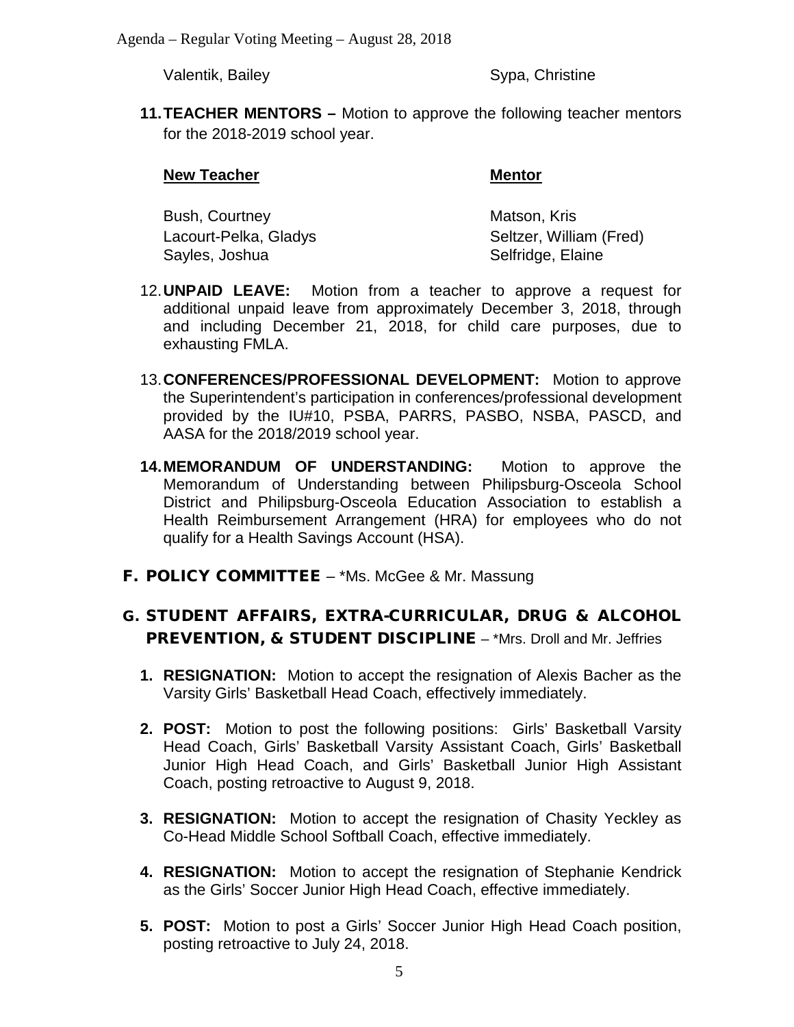| | |
|---|---|
| Valentik, Bailey | Sypa, Christine |

11. **TEACHER MENTORS –** Motion to approve the following teacher mentors for the 2018-2019 school year.

| **New Teacher** | **Mentor** |
|---|---|
| Bush, Courtney | Matson, Kris |
| Lacourt-Pelka, Gladys | Seltzer, William (Fred) |
| Sayles, Joshua | Selfridge, Elaine |

12. **UNPAID LEAVE:** Motion from a teacher to approve a request for additional unpaid leave from approximately December 3, 2018, through and including December 21, 2018, for child care purposes, due to exhausting FMLA.

13. **CONFERENCES/PROFESSIONAL DEVELOPMENT:** Motion to approve the Superintendent's participation in conferences/professional development provided by the IU#10, PSBA, PARRS, PASBO, NSBA, PASCD, and AASA for the 2018/2019 school year.

14. **MEMORANDUM OF UNDERSTANDING:** Motion to approve the Memorandum of Understanding between Philipsburg-Osceola School District and Philipsburg-Osceola Education Association to establish a Health Reimbursement Arrangement (HRA) for employees who do not qualify for a Health Savings Account (HSA).

## F. POLICY COMMITTEE – *Ms. McGee & Mr. Massung

## G. STUDENT AFFAIRS, EXTRA-CURRICULAR, DRUG & ALCOHOL PREVENTION, & STUDENT DISCIPLINE – *Mrs. Droll and Mr. Jeffries

1. **RESIGNATION:** Motion to accept the resignation of Alexis Bacher as the Varsity Girls' Basketball Head Coach, effectively immediately.

2. **POST:** Motion to post the following positions: Girls' Basketball Varsity Head Coach, Girls' Basketball Varsity Assistant Coach, Girls' Basketball Junior High Head Coach, and Girls' Basketball Junior High Assistant Coach, posting retroactive to August 9, 2018.

3. **RESIGNATION:** Motion to accept the resignation of Chasity Yeckley as Co-Head Middle School Softball Coach, effective immediately.

4. **RESIGNATION:** Motion to accept the resignation of Stephanie Kendrick as the Girls' Soccer Junior High Head Coach, effective immediately.

5. **POST:** Motion to post a Girls' Soccer Junior High Head Coach position, posting retroactive to July 24, 2018.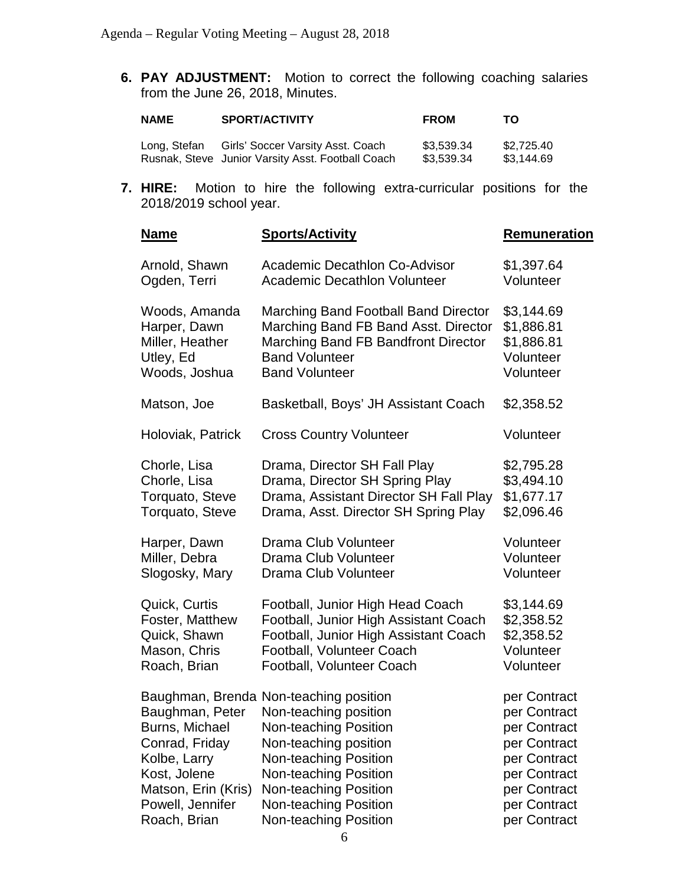**6. PAY ADJUSTMENT:** Motion to correct the following coaching salaries from the June 26, 2018, Minutes.

| NAME | SPORT/ACTIVITY | FROM | TO |
|---|---|---|---|
| Long, Stefan | Girls' Soccer Varsity Asst. Coach | $3,539.34 | $2,725.40 |
| Rusnak, Steve | Junior Varsity Asst. Football Coach | $3,539.34 | $3,144.69 |

**7. HIRE:** Motion to hire the following extra-curricular positions for the 2018/2019 school year.

| Name | Sports/Activity | Remuneration |
|---|---|---|
| Arnold, Shawn | Academic Decathlon Co-Advisor | $1,397.64 |
| Ogden, Terri | Academic Decathlon Volunteer | Volunteer |
| Woods, Amanda | Marching Band Football Band Director | $3,144.69 |
| Harper, Dawn | Marching Band FB Band Asst. Director | $1,886.81 |
| Miller, Heather | Marching Band FB Bandfront Director | $1,886.81 |
| Utley, Ed | Band Volunteer | Volunteer |
| Woods, Joshua | Band Volunteer | Volunteer |
| Matson, Joe | Basketball, Boys' JH Assistant Coach | $2,358.52 |
| Holoviak, Patrick | Cross Country Volunteer | Volunteer |
| Chorle, Lisa | Drama, Director SH Fall Play | $2,795.28 |
| Chorle, Lisa | Drama, Director SH Spring Play | $3,494.10 |
| Torquato, Steve | Drama, Assistant Director SH Fall Play | $1,677.17 |
| Torquato, Steve | Drama, Asst. Director SH Spring Play | $2,096.46 |
| Harper, Dawn | Drama Club Volunteer | Volunteer |
| Miller, Debra | Drama Club Volunteer | Volunteer |
| Slogosky, Mary | Drama Club Volunteer | Volunteer |
| Quick, Curtis | Football, Junior High Head Coach | $3,144.69 |
| Foster, Matthew | Football, Junior High Assistant Coach | $2,358.52 |
| Quick, Shawn | Football, Junior High Assistant Coach | $2,358.52 |
| Mason, Chris | Football, Volunteer Coach | Volunteer |
| Roach, Brian | Football, Volunteer Coach | Volunteer |
| Baughman, Brenda | Non-teaching position | per Contract |
| Baughman, Peter | Non-teaching position | per Contract |
| Burns, Michael | Non-teaching Position | per Contract |
| Conrad, Friday | Non-teaching position | per Contract |
| Kolbe, Larry | Non-teaching Position | per Contract |
| Kost, Jolene | Non-teaching Position | per Contract |
| Matson, Erin (Kris) | Non-teaching Position | per Contract |
| Powell, Jennifer | Non-teaching Position | per Contract |
| Roach, Brian | Non-teaching Position | per Contract |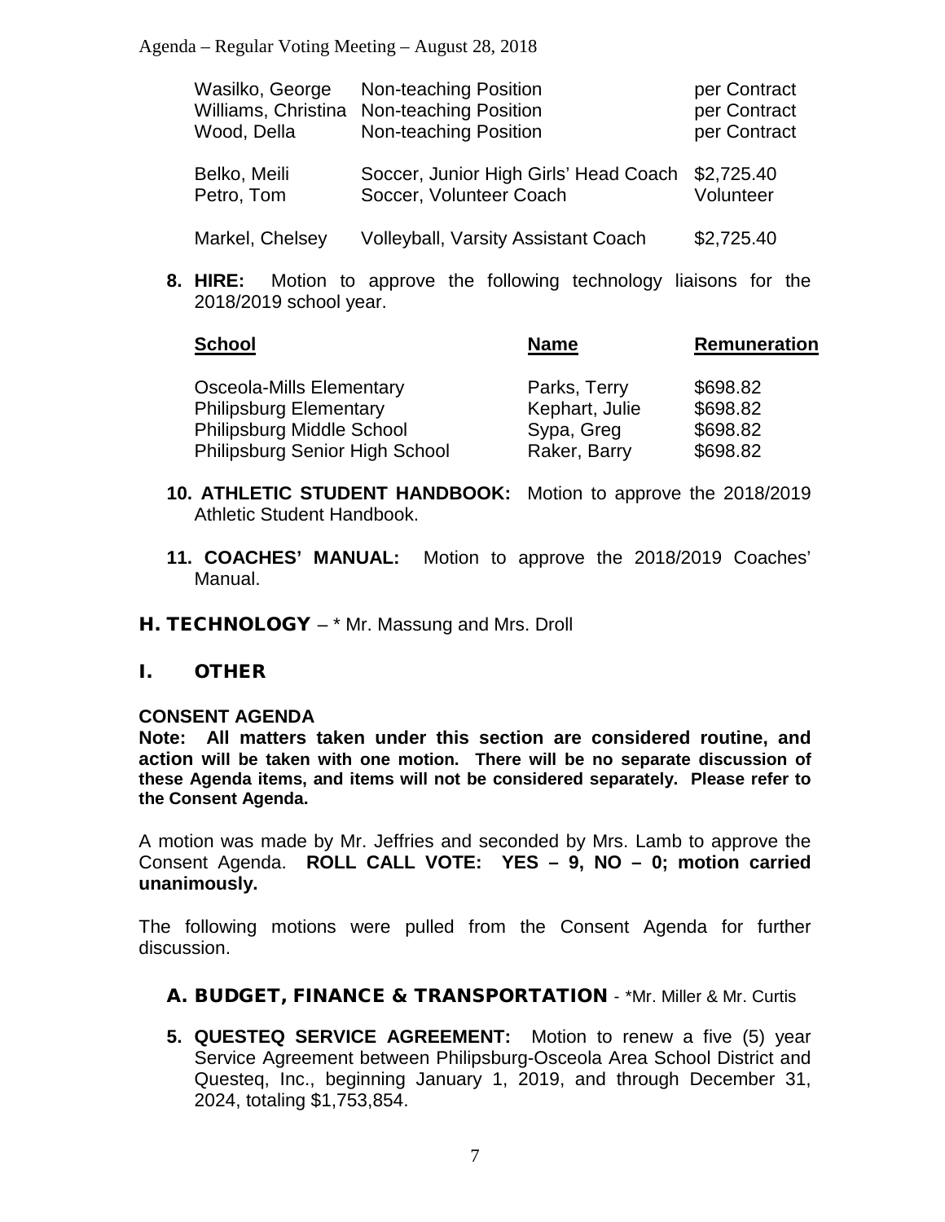| | | |
|---|---|---|
| Wasilko, George | Non-teaching Position | per Contract |
| Williams, Christina | Non-teaching Position | per Contract |
| Wood, Della | Non-teaching Position | per Contract |
| Belko, Meili | Soccer, Junior High Girls' Head Coach | $2,725.40 |
| Petro, Tom | Soccer, Volunteer Coach | Volunteer |
| Markel, Chelsey | Volleyball, Varsity Assistant Coach | $2,725.40 |

**8. HIRE:** Motion to approve the following technology liaisons for the 2018/2019 school year.

| School | Name | Remuneration |
|---|---|---|
| Osceola-Mills Elementary | Parks, Terry | $698.82 |
| Philipsburg Elementary | Kephart, Julie | $698.82 |
| Philipsburg Middle School | Sypa, Greg | $698.82 |
| Philipsburg Senior High School | Raker, Barry | $698.82 |

**10. ATHLETIC STUDENT HANDBOOK:** Motion to approve the 2018/2019 Athletic Student Handbook.

**11. COACHES' MANUAL:** Motion to approve the 2018/2019 Coaches' Manual.

## H. TECHNOLOGY – * Mr. Massung and Mrs. Droll

## I. OTHER

**CONSENT AGENDA**

**Note: All matters taken under this section are considered routine, and action will be taken with one motion. There will be no separate discussion of these Agenda items, and items will not be considered separately. Please refer to the Consent Agenda.**

A motion was made by Mr. Jeffries and seconded by Mrs. Lamb to approve the Consent Agenda. **ROLL CALL VOTE: YES – 9, NO – 0; motion carried unanimously.**

The following motions were pulled from the Consent Agenda for further discussion.

### A. BUDGET, FINANCE & TRANSPORTATION - *Mr. Miller & Mr. Curtis

**5. QUESTEQ SERVICE AGREEMENT:** Motion to renew a five (5) year Service Agreement between Philipsburg-Osceola Area School District and Questeq, Inc., beginning January 1, 2019, and through December 31, 2024, totaling $1,753,854.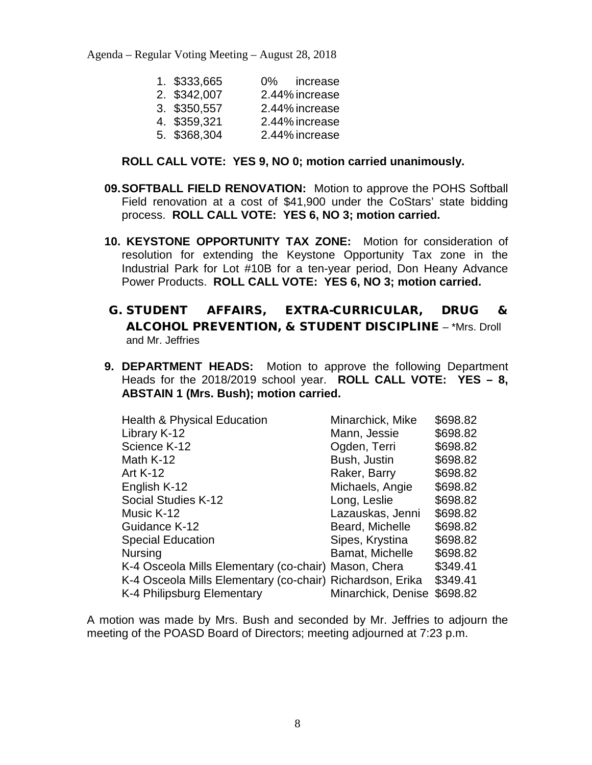1. $333,665 0% increase
2. $342,007 2.44% increase
3. $350,557 2.44% increase
4. $359,321 2.44% increase
5. $368,304 2.44% increase

**ROLL CALL VOTE: YES 9, NO 0; motion carried unanimously.**

**09. SOFTBALL FIELD RENOVATION:** Motion to approve the POHS Softball Field renovation at a cost of $41,900 under the CoStars' state bidding process. **ROLL CALL VOTE: YES 6, NO 3; motion carried.**

**10. KEYSTONE OPPORTUNITY TAX ZONE:** Motion for consideration of resolution for extending the Keystone Opportunity Tax zone in the Industrial Park for Lot #10B for a ten-year period, Don Heany Advance Power Products. **ROLL CALL VOTE: YES 6, NO 3; motion carried.**

## G. STUDENT AFFAIRS, EXTRA-CURRICULAR, DRUG & ALCOHOL PREVENTION, & STUDENT DISCIPLINE – *Mrs. Droll and Mr. Jeffries

**9. DEPARTMENT HEADS:** Motion to approve the following Department Heads for the 2018/2019 school year. **ROLL CALL VOTE: YES – 8, ABSTAIN 1 (Mrs. Bush); motion carried.**

| | | |
|---|---|---|
| Health & Physical Education | Minarchick, Mike | $698.82 |
| Library K-12 | Mann, Jessie | $698.82 |
| Science K-12 | Ogden, Terri | $698.82 |
| Math K-12 | Bush, Justin | $698.82 |
| Art K-12 | Raker, Barry | $698.82 |
| English K-12 | Michaels, Angie | $698.82 |
| Social Studies K-12 | Long, Leslie | $698.82 |
| Music K-12 | Lazauskas, Jenni | $698.82 |
| Guidance K-12 | Beard, Michelle | $698.82 |
| Special Education | Sipes, Krystina | $698.82 |
| Nursing | Bamat, Michelle | $698.82 |
| K-4 Osceola Mills Elementary (co-chair) | Mason, Chera | $349.41 |
| K-4 Osceola Mills Elementary (co-chair) | Richardson, Erika | $349.41 |
| K-4 Philipsburg Elementary | Minarchick, Denise | $698.82 |

A motion was made by Mrs. Bush and seconded by Mr. Jeffries to adjourn the meeting of the POASD Board of Directors; meeting adjourned at 7:23 p.m.